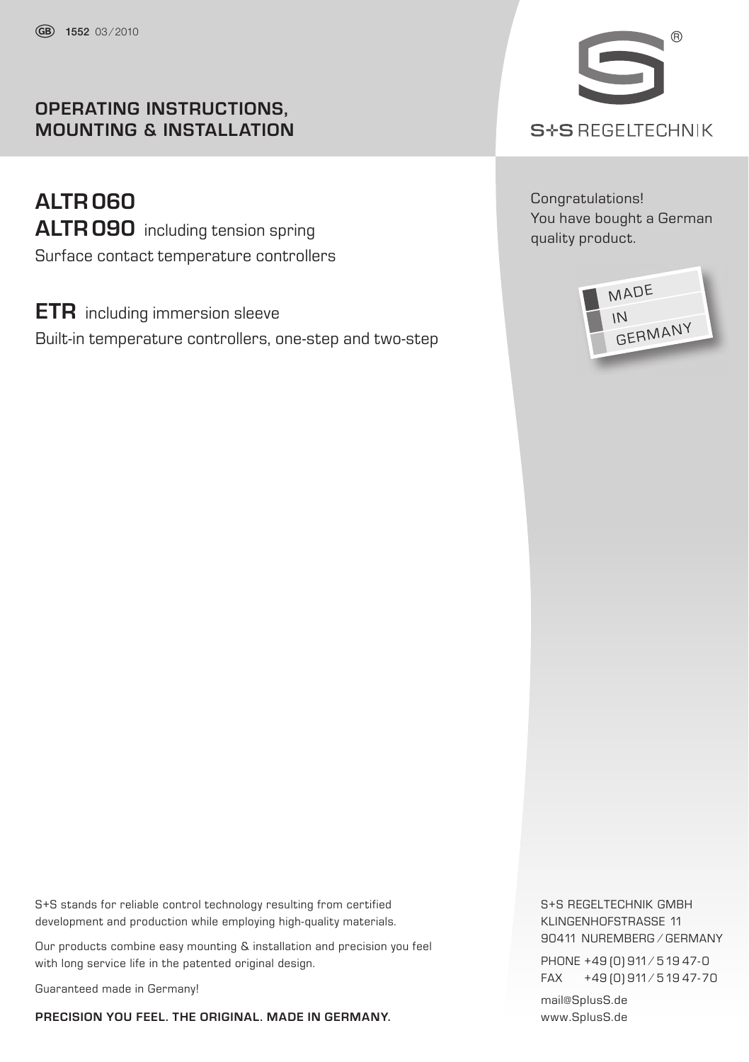GB **1552** 03 ⁄ 2010

## OPERATING INSTRUCTIONS, MOUNTING & INSTALLATION

S+S REGELTECHNIK

# ALTR 060

# ALTR 090 including tension spring

Surface contact temperature controllers

# ETR including immersion sleeve

Built-in temperature controllers, one-step and two-step

Congratulations!
You have bought a German quality product.

MADE IN GERMANY

S+S stands for reliable control technology resulting from certified development and production while employing high-quality materials.

Our products combine easy mounting & installation and precision you feel with long service life in the patented original design.

Guaranteed made in Germany!

**PRECISION YOU FEEL. THE ORIGINAL. MADE IN GERMANY.**

S+S REGELTECHNIK GMBH
KLINGENHOFSTRASSE 11
90411 NUREMBERG ⁄ GERMANY

PHONE +49 (0) 911 ⁄ 5 19 47-0
FAX +49 (0) 911 ⁄ 5 19 47-70

mail@SplusS.de
www.SplusS.de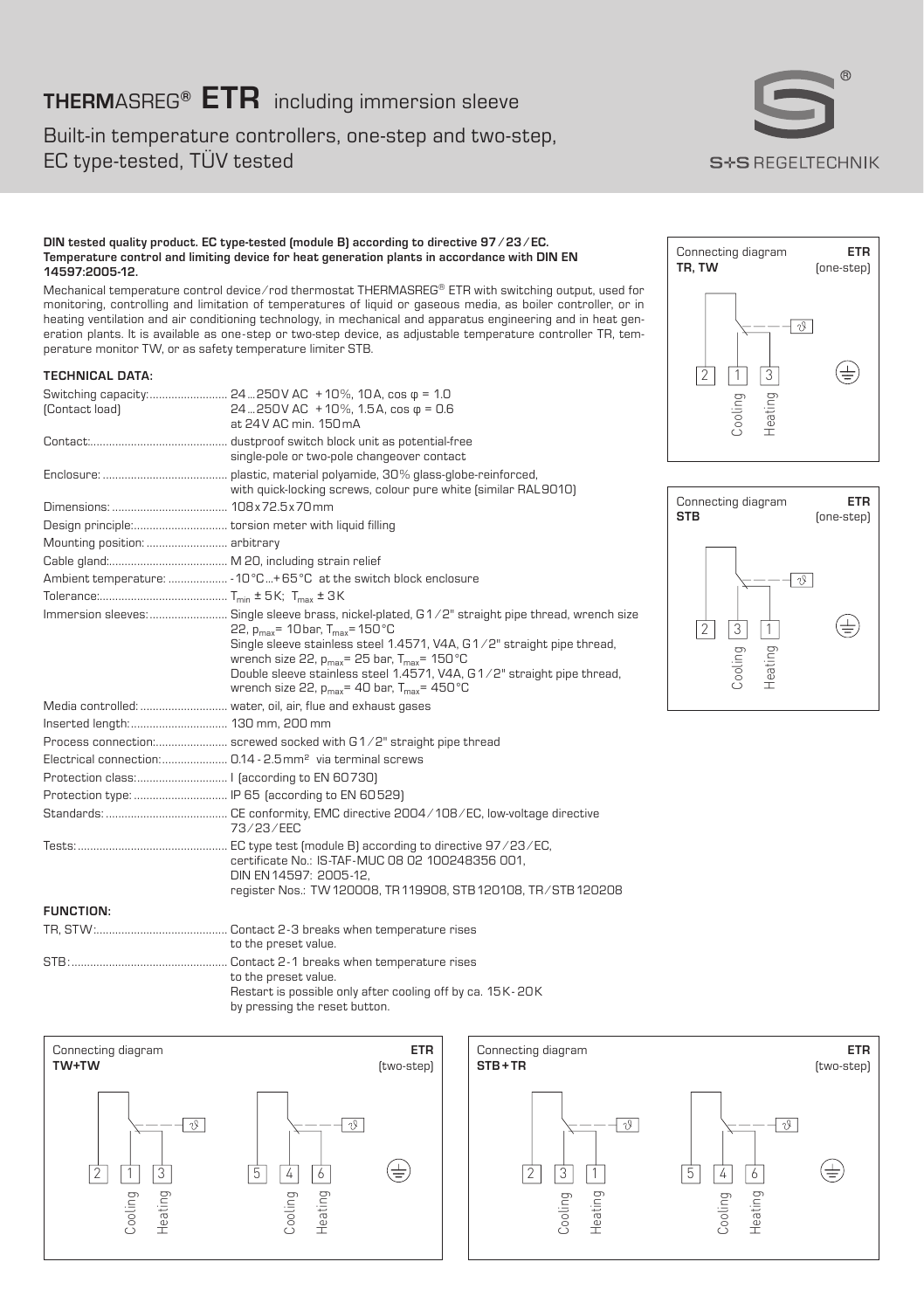# **THERM**ASREG® **ETR** including immersion sleeve

Built-in temperature controllers, one-step and two-step, EC type-tested, TÜV tested

**DIN tested quality product. EC type-tested (module B) according to directive 97/23/EC. Temperature control and limiting device for heat generation plants in accordance with DIN EN 14597:2005-12.**

Mechanical temperature control device/rod thermostat THERMASREG® ETR with switching output, used for monitoring, controlling and limitation of temperatures of liquid or gaseous media, as boiler controller, or in heating ventilation and air conditioning technology, in mechanical and apparatus engineering and in heat generation plants. It is available as one-step or two-step device, as adjustable temperature controller TR, temperature monitor TW, or as safety temperature limiter STB.

**TECHNICAL DATA:**

| | |
|---|---|
| Switching capacity: (Contact load) | 24...250V AC +10%, 10A, cos φ = 1.0<br>24...250V AC +10%, 1.5A, cos φ = 0.6<br>at 24V AC min. 150mA |
| Contact: | dustproof switch block unit as potential-free single-pole or two-pole changeover contact |
| Enclosure: | plastic, material polyamide, 30% glass-globe-reinforced, with quick-locking screws, colour pure white (similar RAL9010) |
| Dimensions: | 108x72.5x70mm |
| Design principle: | torsion meter with liquid filling |
| Mounting position: | arbitrary |
| Cable gland: | M 20, including strain relief |
| Ambient temperature: | -10°C...+65°C at the switch block enclosure |
| Tolerance: | $T_{min}$ ± 5K; $T_{max}$ ± 3K |
| Immersion sleeves: | Single sleeve brass, nickel-plated, G1/2" straight pipe thread, wrench size 22, $p_{max}$= 10bar, $T_{max}$= 150°C<br>Single sleeve stainless steel 1.4571, V4A, G1/2" straight pipe thread, wrench size 22, $p_{max}$= 25 bar, $T_{max}$= 150°C<br>Double sleeve stainless steel 1.4571, V4A, G1/2" straight pipe thread, wrench size 22, $p_{max}$= 40 bar, $T_{max}$= 450°C |
| Media controlled: | water, oil, air, flue and exhaust gases |
| Inserted length: | 130 mm, 200 mm |
| Process connection: | screwed socked with G1/2" straight pipe thread |
| Electrical connection: | 0.14 - 2.5mm² via terminal screws |
| Protection class: | I (according to EN 60730) |
| Protection type: | IP 65 (according to EN 60529) |
| Standards: | CE conformity, EMC directive 2004/108/EC, low-voltage directive 73/23/EEC |
| Tests: | EC type test (module B) according to directive 97/23/EC, certificate No.: IS-TAF-MUC 08 02 100248356 001, DIN EN 14597: 2005-12, register Nos.: TW 120008, TR 119908, STB 120108, TR/STB 120208 |

**FUNCTION:**

| | |
|---|---|
| TR, STW: | Contact 2-3 breaks when temperature rises to the preset value. |
| STB: | Contact 2-1 breaks when temperature rises to the preset value.<br>Restart is possible only after cooling off by ca. 15K-20K by pressing the reset button. |

**Connecting diagram ETR TR, TW (one-step)**

2 | 1 Cooling | 3 Heating

**Connecting diagram ETR STB (one-step)**

2 | 3 Cooling | 1 Heating

**Connecting diagram ETR TW+TW (two-step)**

2 | 1 Cooling | 3 Heating — 5 | 4 Cooling | 6 Heating

**Connecting diagram ETR STB+TR (two-step)**

2 | 3 Cooling | 1 Heating — 5 | 4 Cooling | 6 Heating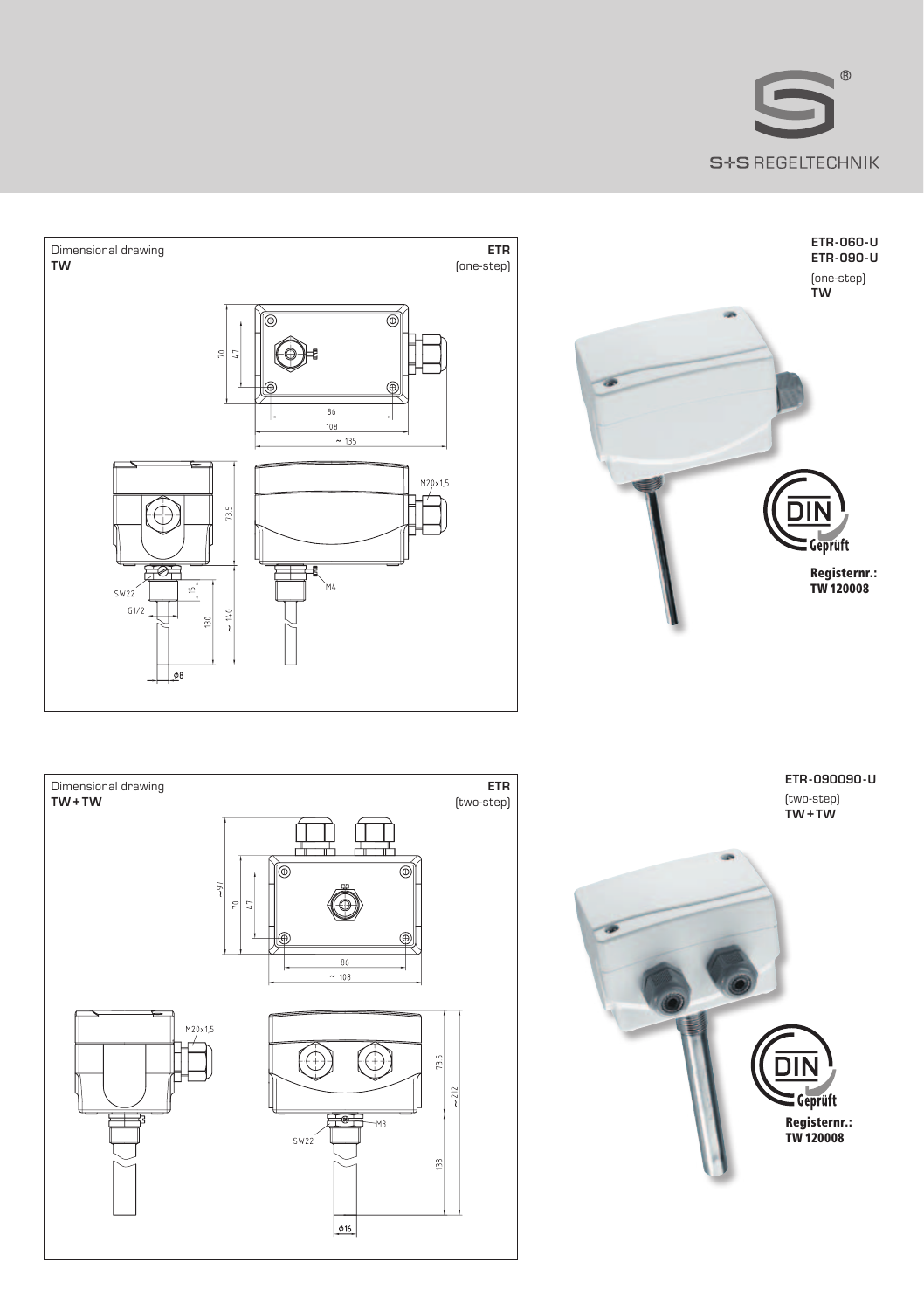Dimensional drawing **TW**

**ETR** (one-step)

70 47 86 108 ~ 135 M20x1,5 73,5 SW22 G1/2 15 130 ~ 140 M4 Ø8

**ETR-060-U**
**ETR-090-U**
(one-step)
**TW**

DIN Geprüft
**Registernr.: TW 120008**

Dimensional drawing **TW + TW**

**ETR** (two-step)

~97 70 47 86 ~ 108 M20x1,5 73,5 ~ 212 M3 SW22 138 Ø16

**ETR-090090-U**
(two-step)
**TW + TW**

DIN Geprüft
**Registernr.: TW 120008**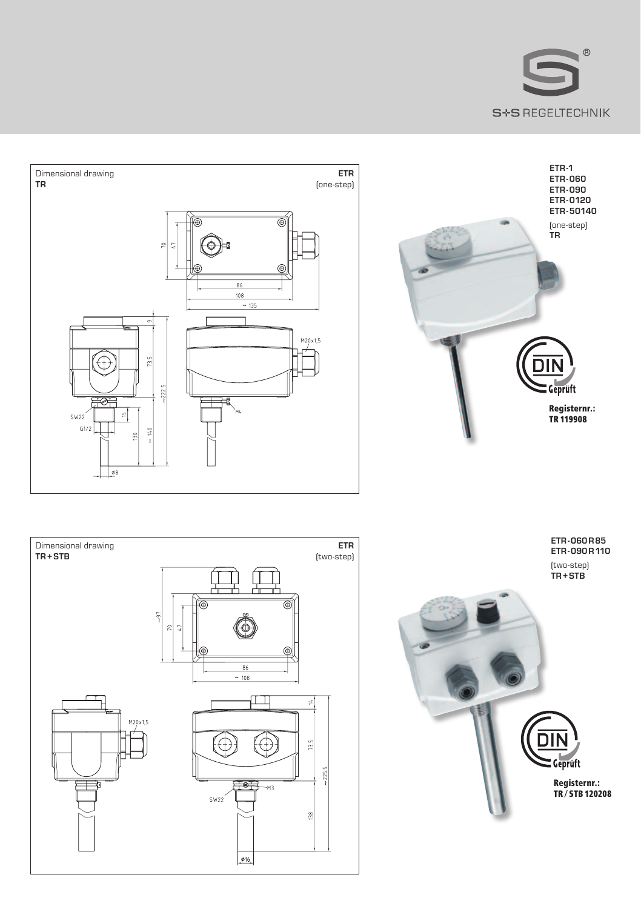Dimensional drawing
**TR**

**ETR**
(one-step)

70, 47, 86, 108, ~ 135, 9, 73.5, ~222.5, M20x1,5, SW22, G1/2, 15, 130, ~ 140, M4, ⌀8

**ETR-1**
**ETR-060**
**ETR-090**
**ETR-0120**
**ETR-50140**
(one-step)
**TR**

**Registernr.:**
**TR 119908**

Dimensional drawing
**TR + STB**

**ETR**
(two-step)

~97, 70, 47, 86, ~ 108, M20x1,5, 14, 73.5, ~225.5, M3, SW22, 138, ⌀16

**ETR-060 R 85**
**ETR-090 R 110**
(two-step)
**TR + STB**

**Registernr.:**
**TR / STB 120208**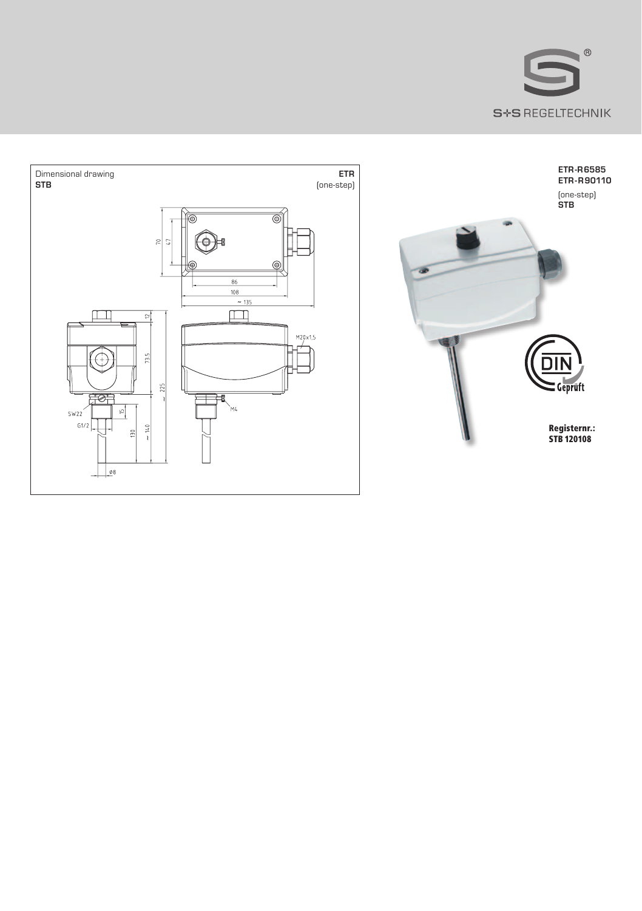Dimensional drawing
**STB**

**ETR**
(one-step)

**ETR-R6585**
**ETR-R90110**

(one-step)
**STB**

**Registernr.:**
**STB 120108**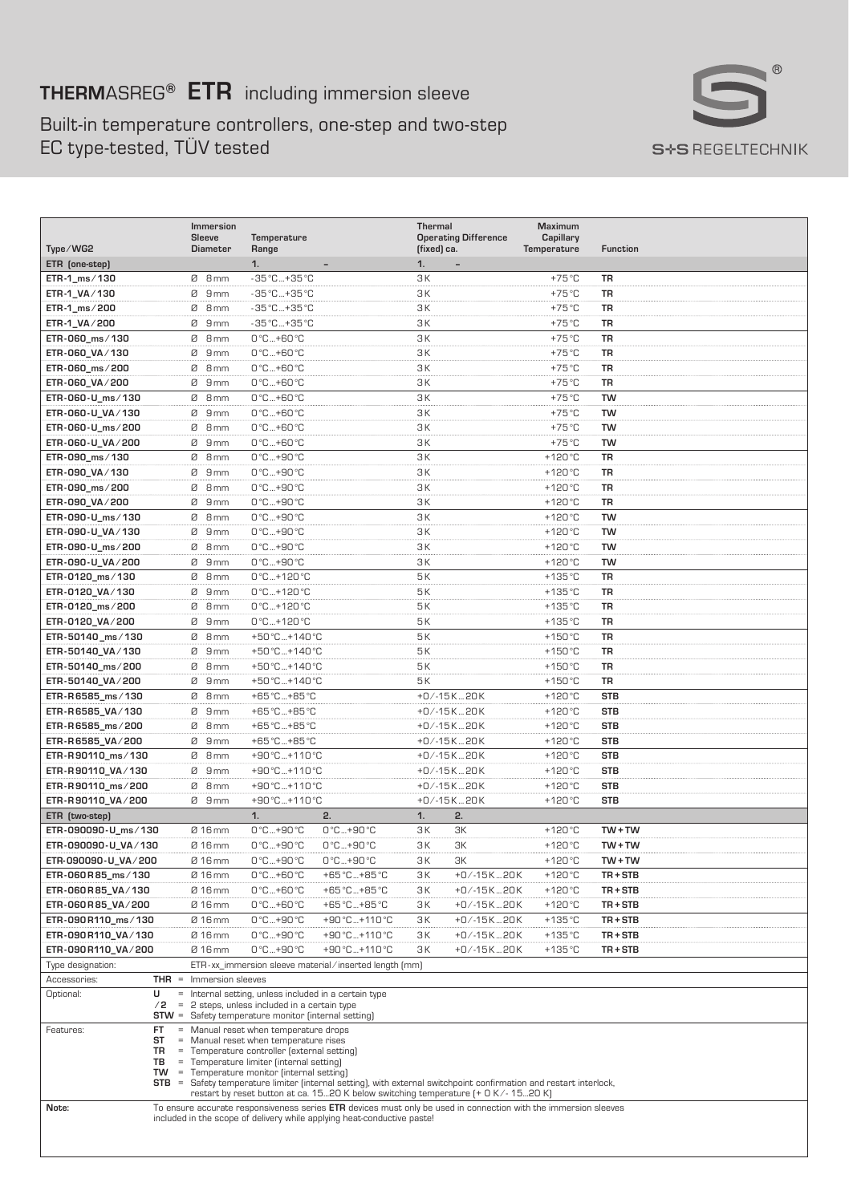# **THERM**ASREG® **ETR** including immersion sleeve

Built-in temperature controllers, one-step and two-step
EC type-tested, TÜV tested

| Type/WG2 | Immersion Sleeve Diameter | Temperature Range | | Thermal Operating Difference (fixed) ca. | | Maximum Capillary Temperature | Function |
|---|---|---|---|---|---|---|---|
| **ETR (one-step)** | | **1.** | **–** | **1.** | **–** | | |
| ETR-1_ms/130 | Ø 8 mm | -35 °C...+35 °C | | 3 K | | +75 °C | TR |
| ETR-1_VA/130 | Ø 9 mm | -35 °C...+35 °C | | 3 K | | +75 °C | TR |
| ETR-1_ms/200 | Ø 8 mm | -35 °C...+35 °C | | 3 K | | +75 °C | TR |
| ETR-1_VA/200 | Ø 9 mm | -35 °C...+35 °C | | 3 K | | +75 °C | TR |
| ETR-060_ms/130 | Ø 8 mm | 0 °C...+60 °C | | 3 K | | +75 °C | TR |
| ETR-060_VA/130 | Ø 9 mm | 0 °C...+60 °C | | 3 K | | +75 °C | TR |
| ETR-060_ms/200 | Ø 8 mm | 0 °C...+60 °C | | 3 K | | +75 °C | TR |
| ETR-060_VA/200 | Ø 9 mm | 0 °C...+60 °C | | 3 K | | +75 °C | TR |
| ETR-060-U_ms/130 | Ø 8 mm | 0 °C...+60 °C | | 3 K | | +75 °C | TW |
| ETR-060-U_VA/130 | Ø 9 mm | 0 °C...+60 °C | | 3 K | | +75 °C | TW |
| ETR-060-U_ms/200 | Ø 8 mm | 0 °C...+60 °C | | 3 K | | +75 °C | TW |
| ETR-060-U_VA/200 | Ø 9 mm | 0 °C...+60 °C | | 3 K | | +75 °C | TW |
| ETR-090_ms/130 | Ø 8 mm | 0 °C...+90 °C | | 3 K | | +120 °C | TR |
| ETR-090_VA/130 | Ø 9 mm | 0 °C...+90 °C | | 3 K | | +120 °C | TR |
| ETR-090_ms/200 | Ø 8 mm | 0 °C...+90 °C | | 3 K | | +120 °C | TR |
| ETR-090_VA/200 | Ø 9 mm | 0 °C...+90 °C | | 3 K | | +120 °C | TR |
| ETR-090-U_ms/130 | Ø 8 mm | 0 °C...+90 °C | | 3 K | | +120 °C | TW |
| ETR-090-U_VA/130 | Ø 9 mm | 0 °C...+90 °C | | 3 K | | +120 °C | TW |
| ETR-090-U_ms/200 | Ø 8 mm | 0 °C...+90 °C | | 3 K | | +120 °C | TW |
| ETR-090-U_VA/200 | Ø 9 mm | 0 °C...+90 °C | | 3 K | | +120 °C | TW |
| ETR-0120_ms/130 | Ø 8 mm | 0 °C...+120 °C | | 5 K | | +135 °C | TR |
| ETR-0120_VA/130 | Ø 9 mm | 0 °C...+120 °C | | 5 K | | +135 °C | TR |
| ETR-0120_ms/200 | Ø 8 mm | 0 °C...+120 °C | | 5 K | | +135 °C | TR |
| ETR-0120_VA/200 | Ø 9 mm | 0 °C...+120 °C | | 5 K | | +135 °C | TR |
| ETR-50140_ms/130 | Ø 8 mm | +50 °C...+140 °C | | 5 K | | +150 °C | TR |
| ETR-50140_VA/130 | Ø 9 mm | +50 °C...+140 °C | | 5 K | | +150 °C | TR |
| ETR-50140_ms/200 | Ø 8 mm | +50 °C...+140 °C | | 5 K | | +150 °C | TR |
| ETR-50140_VA/200 | Ø 9 mm | +50 °C...+140 °C | | 5 K | | +150 °C | TR |
| ETR-R6585_ms/130 | Ø 8 mm | +65 °C...+85 °C | | +0/-15 K...20 K | | +120 °C | STB |
| ETR-R6585_VA/130 | Ø 9 mm | +65 °C...+85 °C | | +0/-15 K...20 K | | +120 °C | STB |
| ETR-R6585_ms/200 | Ø 8 mm | +65 °C...+85 °C | | +0/-15 K...20 K | | +120 °C | STB |
| ETR-R6585_VA/200 | Ø 9 mm | +65 °C...+85 °C | | +0/-15 K...20 K | | +120 °C | STB |
| ETR-R90110_ms/130 | Ø 8 mm | +90 °C...+110 °C | | +0/-15 K...20 K | | +120 °C | STB |
| ETR-R90110_VA/130 | Ø 9 mm | +90 °C...+110 °C | | +0/-15 K...20 K | | +120 °C | STB |
| ETR-R90110_ms/200 | Ø 8 mm | +90 °C...+110 °C | | +0/-15 K...20 K | | +120 °C | STB |
| ETR-R90110_VA/200 | Ø 9 mm | +90 °C...+110 °C | | +0/-15 K...20 K | | +120 °C | STB |
| **ETR (two-step)** | | **1.** | **2.** | **1.** | **2.** | | |
| ETR-090090-U_ms/130 | Ø 16 mm | 0 °C...+90 °C | 0 °C...+90 °C | 3 K | 3K | +120 °C | TW + TW |
| ETR-090090-U_VA/130 | Ø 16 mm | 0 °C...+90 °C | 0 °C...+90 °C | 3 K | 3K | +120 °C | TW + TW |
| ETR-090090-U_VA/200 | Ø 16 mm | 0 °C...+90 °C | 0 °C...+90 °C | 3 K | 3K | +120 °C | TW + TW |
| ETR-060R85_ms/130 | Ø 16 mm | 0 °C...+60 °C | +65 °C...+85 °C | 3 K | +0/-15 K...20 K | +120 °C | TR + STB |
| ETR-060R85_VA/130 | Ø 16 mm | 0 °C...+60 °C | +65 °C...+85 °C | 3 K | +0/-15 K...20 K | +120 °C | TR + STB |
| ETR-060R85_VA/200 | Ø 16 mm | 0 °C...+60 °C | +65 °C...+85 °C | 3 K | +0/-15 K...20 K | +120 °C | TR + STB |
| ETR-090R110_ms/130 | Ø 16 mm | 0 °C...+90 °C | +90 °C...+110 °C | 3 K | +0/-15 K...20 K | +135 °C | TR + STB |
| ETR-090R110_VA/130 | Ø 16 mm | 0 °C...+90 °C | +90 °C...+110 °C | 3 K | +0/-15 K...20 K | +135 °C | TR + STB |
| ETR-090R110_VA/200 | Ø 16 mm | 0 °C...+90 °C | +90 °C...+110 °C | 3 K | +0/-15 K...20 K | +135 °C | TR + STB |

Type designation: ETR-xx_immersion sleeve material/inserted length (mm)

Accessories:
- **THR** = Immersion sleeves

Optional:
- **U** = Internal setting, unless included in a certain type
- **/2** = 2 steps, unless included in a certain type
- **STW** = Safety temperature monitor (internal setting)

Features:
- **FT** = Manual reset when temperature drops
- **ST** = Manual reset when temperature rises
- **TR** = Temperature controller (external setting)
- **TB** = Temperature limiter (internal setting)
- **TW** = Temperature monitor (internal setting)
- **STB** = Safety temperature limiter (internal setting), with external switchpoint confirmation and restart interlock, restart by reset button at ca. 15...20 K below switching temperature (+ 0 K/- 15...20 K)

**Note:** To ensure accurate responsiveness series **ETR** devices must only be used in connection with the immersion sleeves included in the scope of delivery while applying heat-conductive paste!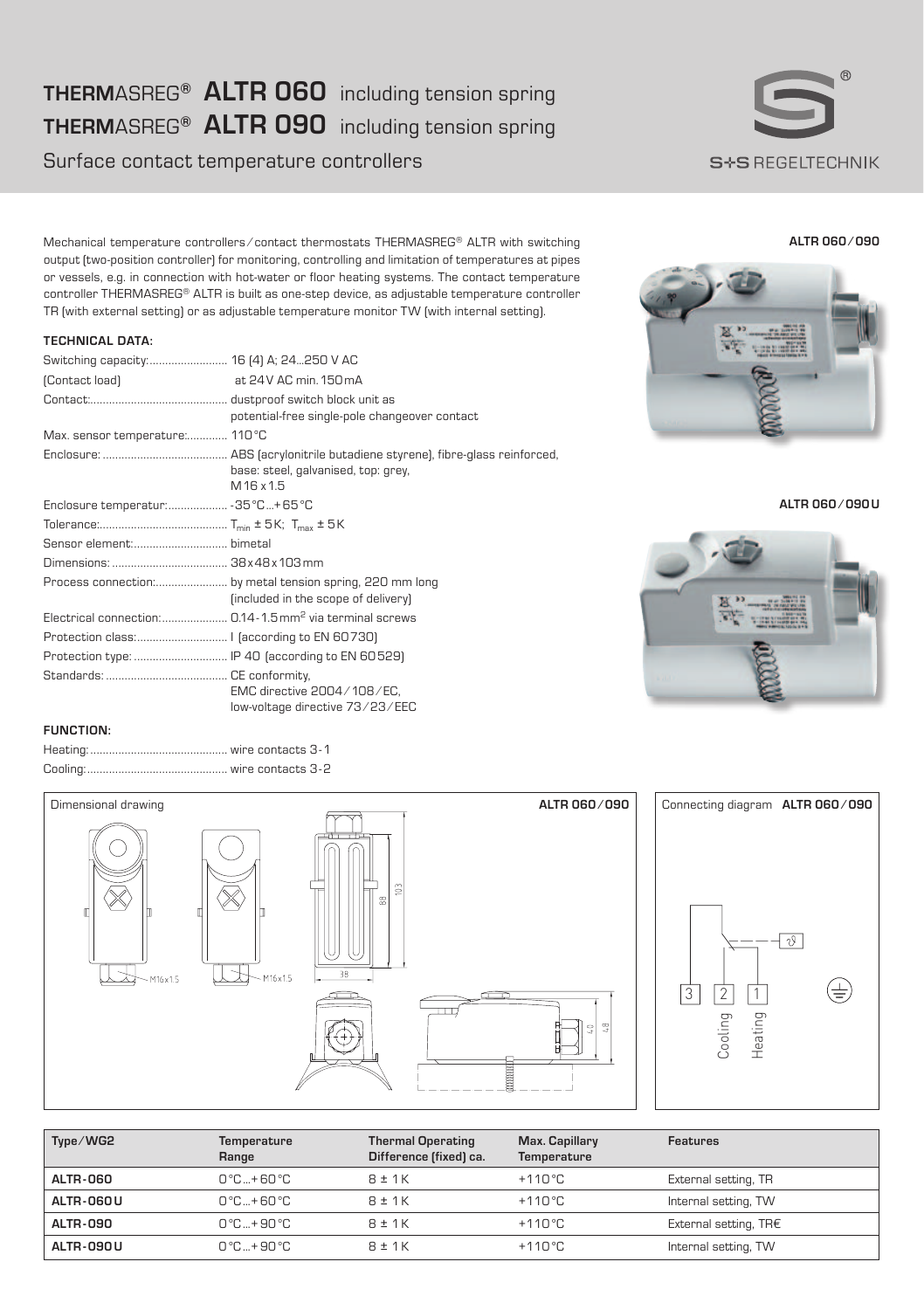# **THERM**ASREG® **ALTR 060** including tension spring
# **THERM**ASREG® **ALTR 090** including tension spring

## Surface contact temperature controllers

Mechanical temperature controllers/contact thermostats THERMASREG® ALTR with switching output (two-position controller) for monitoring, controlling and limitation of temperatures at pipes or vessels, e.g. in connection with hot-water or floor heating systems. The contact temperature controller THERMASREG® ALTR is built as one-step device, as adjustable temperature controller TR (with external setting) or as adjustable temperature monitor TW (with internal setting).

**ALTR 060/090**

**ALTR 060/090U**

### TECHNICAL DATA:

Switching capacity: 16 (4) A; 24...250 V AC
(Contact load) at 24 V AC min. 150 mA
Contact: dustproof switch block unit as potential-free single-pole changeover contact
Max. sensor temperature: 110 °C
Enclosure: ABS (acrylonitrile butadiene styrene), fibre-glass reinforced, base: steel, galvanised, top: grey, M16 x 1.5
Enclosure temperatur: -35 °C...+65 °C
Tolerance: $T_{min}$ ± 5 K; $T_{max}$ ± 5 K
Sensor element: bimetal
Dimensions: 38x48x103 mm
Process connection: by metal tension spring, 220 mm long (included in the scope of delivery)
Electrical connection: 0.14-1.5 mm² via terminal screws
Protection class: I (according to EN 60730)
Protection type: IP 40 (according to EN 60529)
Standards: CE conformity, EMC directive 2004/108/EC, low-voltage directive 73/23/EEC

### FUNCTION:

Heating: wire contacts 3-1
Cooling: wire contacts 3-2

Dimensional drawing **ALTR 060/090**

M16x1.5 — M16x1.5 — 103 — 88 — 38 — 40 — 48

Connecting diagram **ALTR 060/090**

3 Cooling — 2 — 1 Heating

| Type/WG2 | Temperature Range | Thermal Operating Difference (fixed) ca. | Max. Capillary Temperature | Features |
|---|---|---|---|---|
| **ALTR-060** | 0 °C...+60 °C | 8 ± 1 K | +110 °C | External setting, TR |
| **ALTR-060U** | 0 °C...+60 °C | 8 ± 1 K | +110 °C | Internal setting, TW |
| **ALTR-090** | 0 °C...+90 °C | 8 ± 1 K | +110 °C | External setting, TR€ |
| **ALTR-090U** | 0 °C...+90 °C | 8 ± 1 K | +110 °C | Internal setting, TW |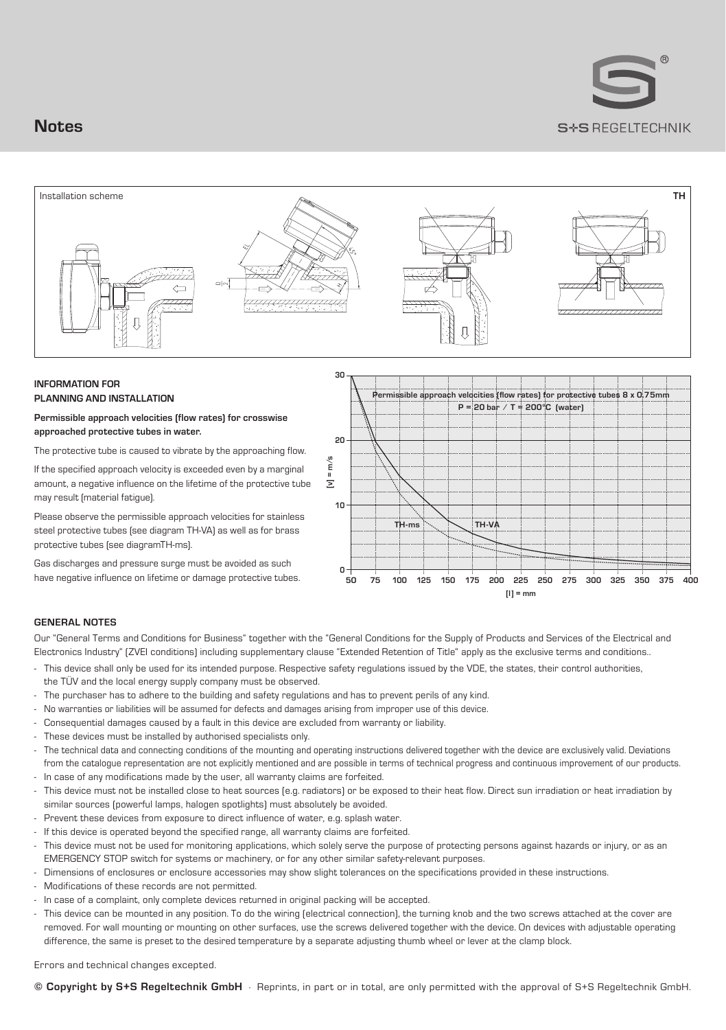# Notes

Installation scheme

TH

### INFORMATION FOR PLANNING AND INSTALLATION

**Permissible approach velocities (flow rates) for crosswise approached protective tubes in water.**

The protective tube is caused to vibrate by the approaching flow.

If the specified approach velocity is exceeded even by a marginal amount, a negative influence on the lifetime of the protective tube may result (material fatigue).

Please observe the permissible approach velocities for stainless steel protective tubes (see diagram TH-VA) as well as for brass protective tubes (see diagramTH-ms).

Gas discharges and pressure surge must be avoided as such have negative influence on lifetime or damage protective tubes.

Permissible approach velocities (flow rates) for protective tubes 8 x 0,75mm
P = 20 bar / T = 200°C (water)

[v] = m/s

30
20
10
0

TH-ms
TH-VA

50 75 100 125 150 175 200 225 250 275 300 325 350 375 400

[l] = mm

### GENERAL NOTES

Our "General Terms and Conditions for Business" together with the "General Conditions for the Supply of Products and Services of the Electrical and Electronics Industry" (ZVEI conditions) including supplementary clause "Extended Retention of Title" apply as the exclusive terms and conditions..

- This device shall only be used for its intended purpose. Respective safety regulations issued by the VDE, the states, their control authorities, the TÜV and the local energy supply company must be observed.
- The purchaser has to adhere to the building and safety regulations and has to prevent perils of any kind.
- No warranties or liabilities will be assumed for defects and damages arising from improper use of this device.
- Consequential damages caused by a fault in this device are excluded from warranty or liability.
- These devices must be installed by authorised specialists only.
- The technical data and connecting conditions of the mounting and operating instructions delivered together with the device are exclusively valid. Deviations from the catalogue representation are not explicitly mentioned and are possible in terms of technical progress and continuous improvement of our products.
- In case of any modifications made by the user, all warranty claims are forfeited.
- This device must not be installed close to heat sources (e.g. radiators) or be exposed to their heat flow. Direct sun irradiation or heat irradiation by similar sources (powerful lamps, halogen spotlights) must absolutely be avoided.
- Prevent these devices from exposure to direct influence of water, e.g. splash water.
- If this device is operated beyond the specified range, all warranty claims are forfeited.
- This device must not be used for monitoring applications, which solely serve the purpose of protecting persons against hazards or injury, or as an EMERGENCY STOP switch for systems or machinery, or for any other similar safety-relevant purposes.
- Dimensions of enclosures or enclosure accessories may show slight tolerances on the specifications provided in these instructions.
- Modifications of these records are not permitted.
- In case of a complaint, only complete devices returned in original packing will be accepted.
- This device can be mounted in any position. To do the wiring (electrical connection), the turning knob and the two screws attached at the cover are removed. For wall mounting or mounting on other surfaces, use the screws delivered together with the device. On devices with adjustable operating difference, the same is preset to the desired temperature by a separate adjusting thumb wheel or lever at the clamp block.

Errors and technical changes excepted.

**© Copyright by S+S Regeltechnik GmbH** · Reprints, in part or in total, are only permitted with the approval of S+S Regeltechnik GmbH.